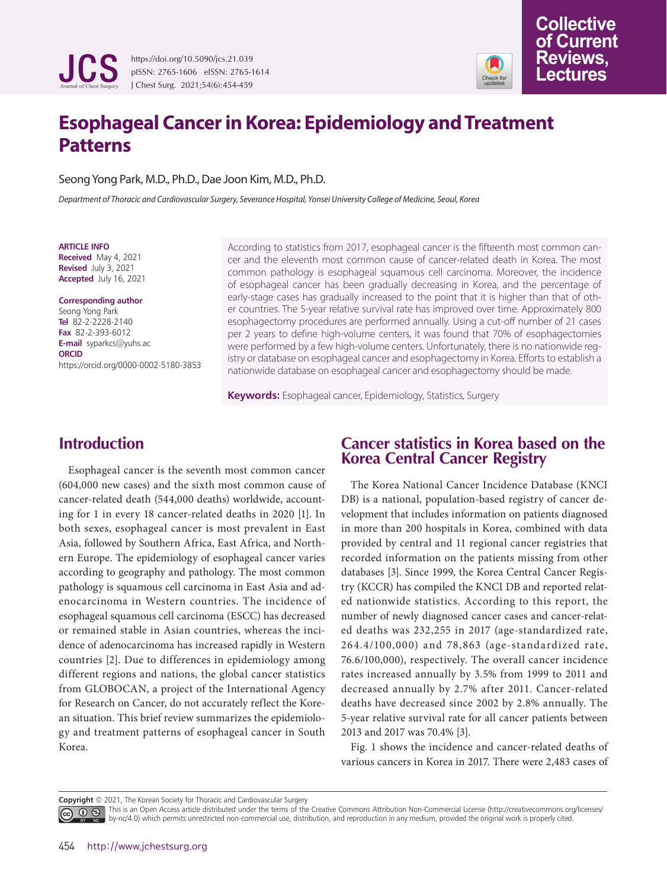# Esophageal Cancer in Korea: Epidemiology and Treatment Patterns

Seong Yong Park, M.D., Ph.D., Dae Joon Kim, M.D., Ph.D.

*Department of Thoracic and Cardiovascular Surgery, Severance Hospital, Yonsei University College of Medicine, Seoul, Korea*

**ARTICLE INFO**
**Received** May 4, 2021
**Revised** July 3, 2021
**Accepted** July 16, 2021

**Corresponding author**
Seong Yong Park
**Tel** 82-2-2228-2140
**Fax** 82-2-393-6012
**E-mail** syparkcs@yuhs.ac
**ORCID**
https://orcid.org/0000-0002-5180-3853

According to statistics from 2017, esophageal cancer is the fifteenth most common cancer and the eleventh most common cause of cancer-related death in Korea. The most common pathology is esophageal squamous cell carcinoma. Moreover, the incidence of esophageal cancer has been gradually decreasing in Korea, and the percentage of early-stage cases has gradually increased to the point that it is higher than that of other countries. The 5-year relative survival rate has improved over time. Approximately 800 esophagectomy procedures are performed annually. Using a cut-off number of 21 cases per 2 years to define high-volume centers, it was found that 70% of esophagectomies were performed by a few high-volume centers. Unfortunately, there is no nationwide registry or database on esophageal cancer and esophagectomy in Korea. Efforts to establish a nationwide database on esophageal cancer and esophagectomy should be made.

**Keywords:** Esophageal cancer, Epidemiology, Statistics, Surgery

## Introduction

Esophageal cancer is the seventh most common cancer (604,000 new cases) and the sixth most common cause of cancer-related death (544,000 deaths) worldwide, accounting for 1 in every 18 cancer-related deaths in 2020 [1]. In both sexes, esophageal cancer is most prevalent in East Asia, followed by Southern Africa, East Africa, and Northern Europe. The epidemiology of esophageal cancer varies according to geography and pathology. The most common pathology is squamous cell carcinoma in East Asia and adenocarcinoma in Western countries. The incidence of esophageal squamous cell carcinoma (ESCC) has decreased or remained stable in Asian countries, whereas the incidence of adenocarcinoma has increased rapidly in Western countries [2]. Due to differences in epidemiology among different regions and nations, the global cancer statistics from GLOBOCAN, a project of the International Agency for Research on Cancer, do not accurately reflect the Korean situation. This brief review summarizes the epidemiology and treatment patterns of esophageal cancer in South Korea.

## Cancer statistics in Korea based on the Korea Central Cancer Registry

The Korea National Cancer Incidence Database (KNCI DB) is a national, population-based registry of cancer development that includes information on patients diagnosed in more than 200 hospitals in Korea, combined with data provided by central and 11 regional cancer registries that recorded information on the patients missing from other databases [3]. Since 1999, the Korea Central Cancer Registry (KCCR) has compiled the KNCI DB and reported related nationwide statistics. According to this report, the number of newly diagnosed cancer cases and cancer-related deaths was 232,255 in 2017 (age-standardized rate, 264.4/100,000) and 78,863 (age-standardized rate, 76.6/100,000), respectively. The overall cancer incidence rates increased annually by 3.5% from 1999 to 2011 and decreased annually by 2.7% after 2011. Cancer-related deaths have decreased since 2002 by 2.8% annually. The 5-year relative survival rate for all cancer patients between 2013 and 2017 was 70.4% [3].

Fig. 1 shows the incidence and cancer-related deaths of various cancers in Korea in 2017. There were 2,483 cases of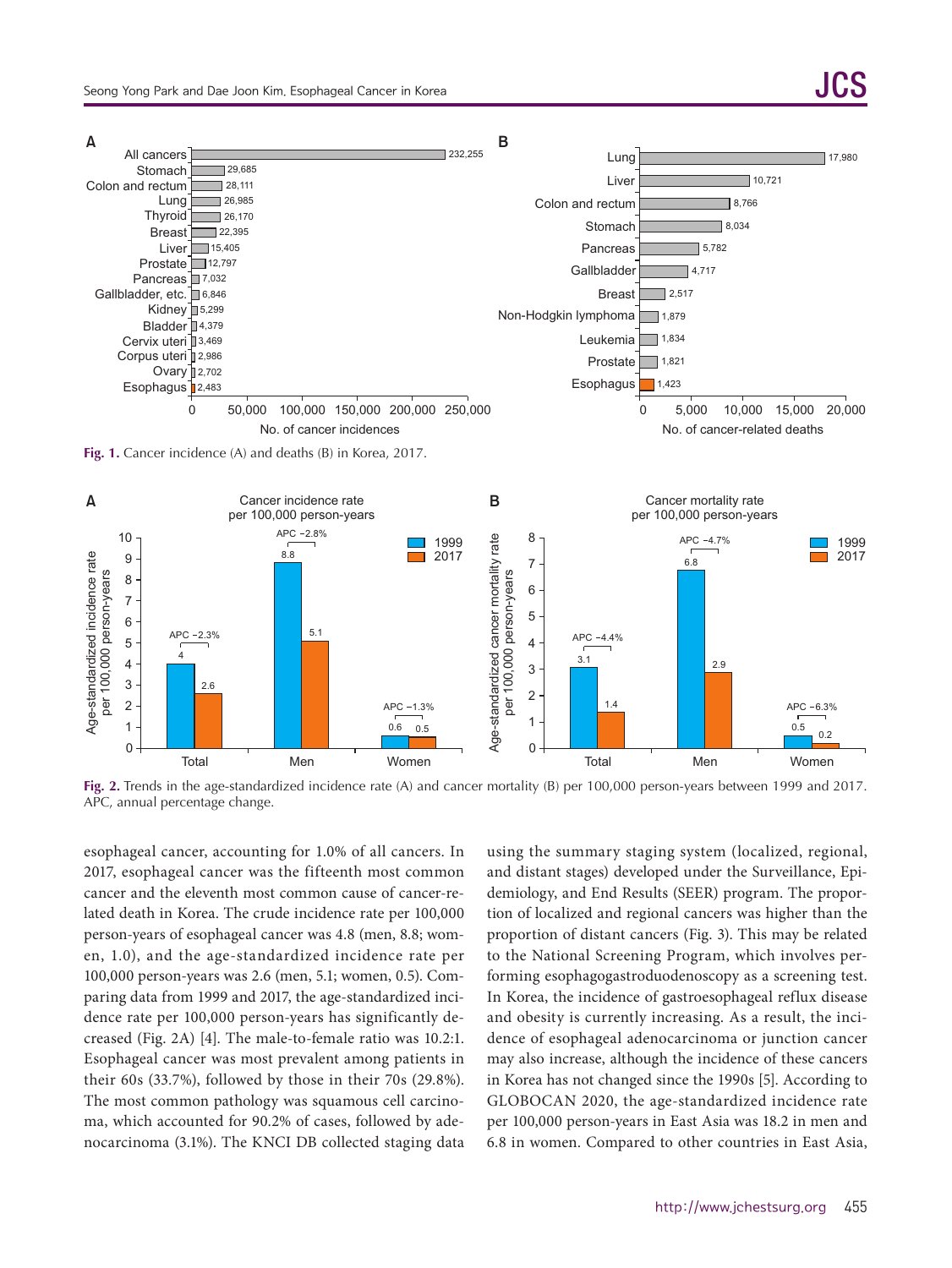Fig. 1. Cancer incidence (A) and deaths (B) in Korea, 2017.

Fig. 2. Trends in the age-standardized incidence rate (A) and cancer mortality (B) per 100,000 person-years between 1999 and 2017. APC, annual percentage change.

esophageal cancer, accounting for 1.0% of all cancers. In 2017, esophageal cancer was the fifteenth most common cancer and the eleventh most common cause of cancer-related death in Korea. The crude incidence rate per 100,000 person-years of esophageal cancer was 4.8 (men, 8.8; women, 1.0), and the age-standardized incidence rate per 100,000 person-years was 2.6 (men, 5.1; women, 0.5). Comparing data from 1999 and 2017, the age-standardized incidence rate per 100,000 person-years has significantly decreased (Fig. 2A) [4]. The male-to-female ratio was 10.2:1. Esophageal cancer was most prevalent among patients in their 60s (33.7%), followed by those in their 70s (29.8%). The most common pathology was squamous cell carcinoma, which accounted for 90.2% of cases, followed by adenocarcinoma (3.1%). The KNCI DB collected staging data using the summary staging system (localized, regional, and distant stages) developed under the Surveillance, Epidemiology, and End Results (SEER) program. The proportion of localized and regional cancers was higher than the proportion of distant cancers (Fig. 3). This may be related to the National Screening Program, which involves performing esophagogastroduodenoscopy as a screening test. In Korea, the incidence of gastroesophageal reflux disease and obesity is currently increasing. As a result, the incidence of esophageal adenocarcinoma or junction cancer may also increase, although the incidence of these cancers in Korea has not changed since the 1990s [5]. According to GLOBOCAN 2020, the age-standardized incidence rate per 100,000 person-years in East Asia was 18.2 in men and 6.8 in women. Compared to other countries in East Asia,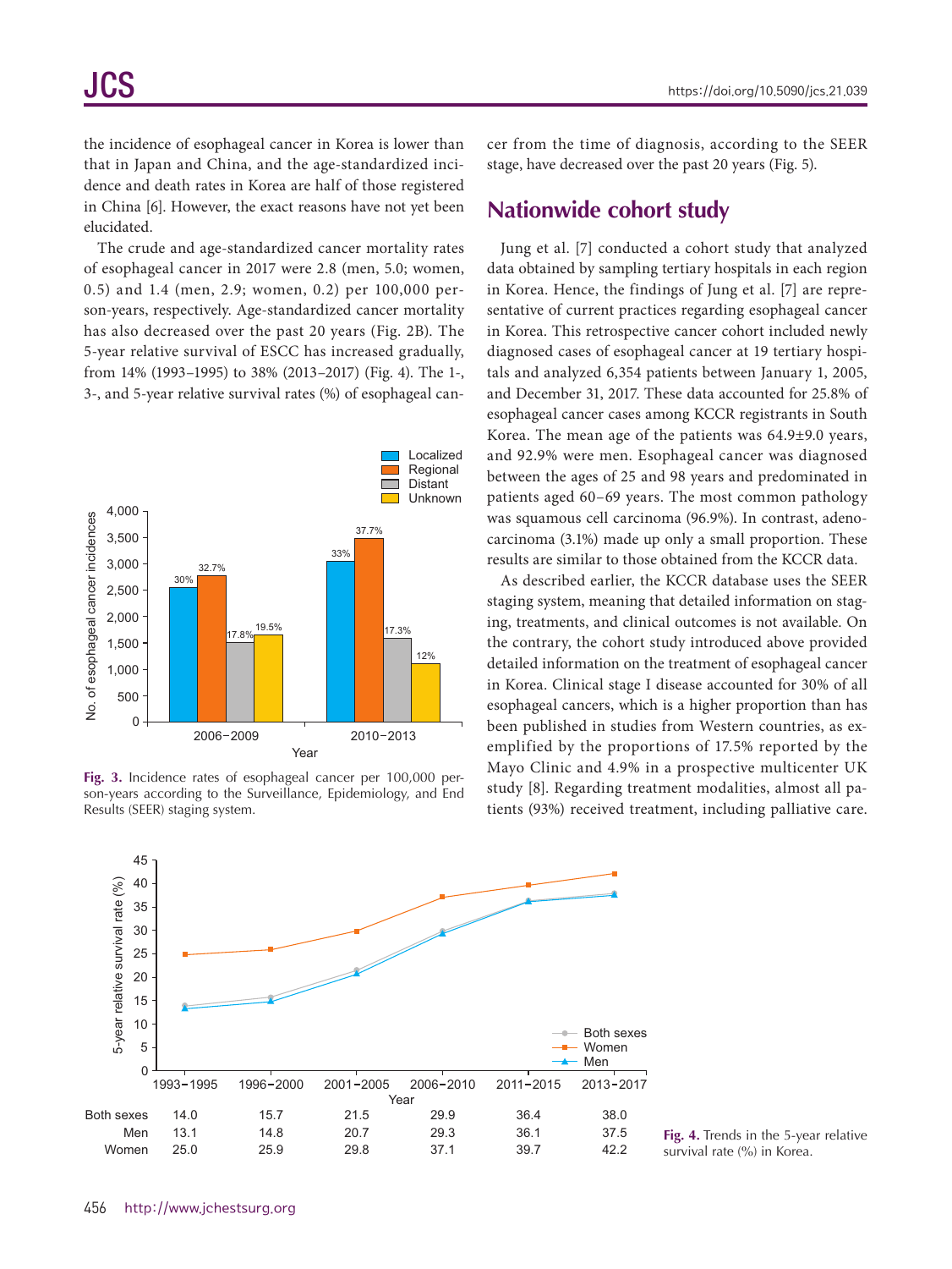the incidence of esophageal cancer in Korea is lower than that in Japan and China, and the age-standardized incidence and death rates in Korea are half of those registered in China [6]. However, the exact reasons have not yet been elucidated.

The crude and age-standardized cancer mortality rates of esophageal cancer in 2017 were 2.8 (men, 5.0; women, 0.5) and 1.4 (men, 2.9; women, 0.2) per 100,000 person-years, respectively. Age-standardized cancer mortality has also decreased over the past 20 years (Fig. 2B). The 5-year relative survival of ESCC has increased gradually, from 14% (1993–1995) to 38% (2013–2017) (Fig. 4). The 1-, 3-, and 5-year relative survival rates (%) of esophageal cancer from the time of diagnosis, according to the SEER stage, have decreased over the past 20 years (Fig. 5).

**Fig. 3.** Incidence rates of esophageal cancer per 100,000 person-years according to the Surveillance, Epidemiology, and End Results (SEER) staging system.

## Nationwide cohort study

Jung et al. [7] conducted a cohort study that analyzed data obtained by sampling tertiary hospitals in each region in Korea. Hence, the findings of Jung et al. [7] are representative of current practices regarding esophageal cancer in Korea. This retrospective cancer cohort included newly diagnosed cases of esophageal cancer at 19 tertiary hospitals and analyzed 6,354 patients between January 1, 2005, and December 31, 2017. These data accounted for 25.8% of esophageal cancer cases among KCCR registrants in South Korea. The mean age of the patients was 64.9±9.0 years, and 92.9% were men. Esophageal cancer was diagnosed between the ages of 25 and 98 years and predominated in patients aged 60–69 years. The most common pathology was squamous cell carcinoma (96.9%). In contrast, adenocarcinoma (3.1%) made up only a small proportion. These results are similar to those obtained from the KCCR data.

As described earlier, the KCCR database uses the SEER staging system, meaning that detailed information on staging, treatments, and clinical outcomes is not available. On the contrary, the cohort study introduced above provided detailed information on the treatment of esophageal cancer in Korea. Clinical stage I disease accounted for 30% of all esophageal cancers, which is a higher proportion than has been published in studies from Western countries, as exemplified by the proportions of 17.5% reported by the Mayo Clinic and 4.9% in a prospective multicenter UK study [8]. Regarding treatment modalities, almost all patients (93%) received treatment, including palliative care.

| | 1993–1995 | 1996–2000 | 2001–2005 | 2006–2010 | 2011–2015 | 2013–2017 |
|---|---|---|---|---|---|---|
| Both sexes | 14.0 | 15.7 | 21.5 | 29.9 | 36.4 | 38.0 |
| Men | 13.1 | 14.8 | 20.7 | 29.3 | 36.1 | 37.5 |
| Women | 25.0 | 25.9 | 29.8 | 37.1 | 39.7 | 42.2 |

**Fig. 4.** Trends in the 5-year relative survival rate (%) in Korea.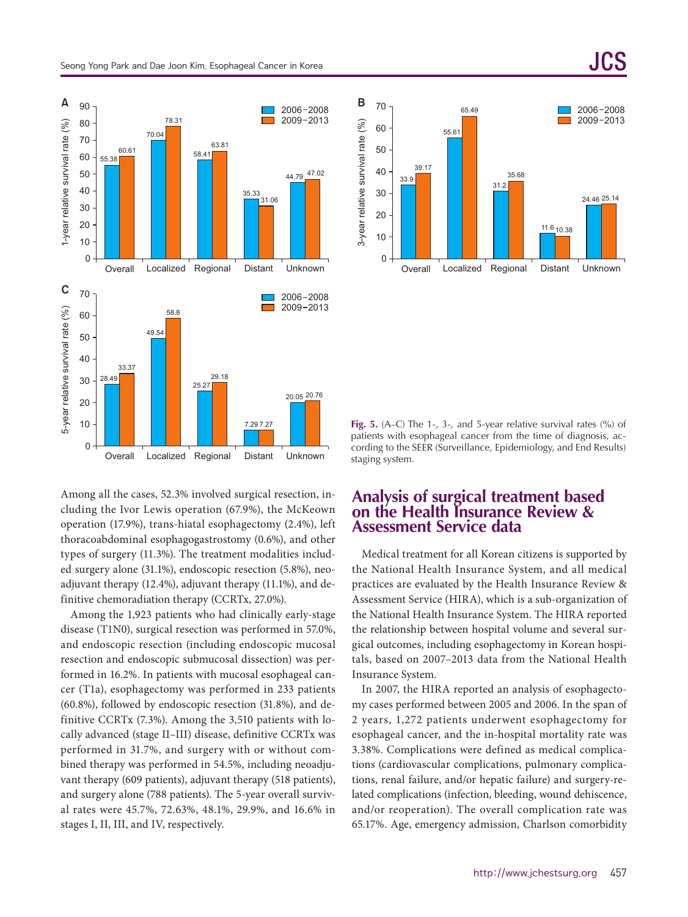Fig. 5. (A–C) The 1-, 3-, and 5-year relative survival rates (%) of patients with esophageal cancer from the time of diagnosis, according to the SEER (Surveillance, Epidemiology, and End Results) staging system.

Among all the cases, 52.3% involved surgical resection, including the Ivor Lewis operation (67.9%), the McKeown operation (17.9%), trans-hiatal esophagectomy (2.4%), left thoracoabdominal esophagogastrostomy (0.6%), and other types of surgery (11.3%). The treatment modalities included surgery alone (31.1%), endoscopic resection (5.8%), neoadjuvant therapy (12.4%), adjuvant therapy (11.1%), and definitive chemoradiation therapy (CCRTx, 27.0%).

Among the 1,923 patients who had clinically early-stage disease (T1N0), surgical resection was performed in 57.0%, and endoscopic resection (including endoscopic mucosal resection and endoscopic submucosal dissection) was performed in 16.2%. In patients with mucosal esophageal cancer (T1a), esophagectomy was performed in 233 patients (60.8%), followed by endoscopic resection (31.8%), and definitive CCRTx (7.3%). Among the 3,510 patients with locally advanced (stage II–III) disease, definitive CCRTx was performed in 31.7%, and surgery with or without combined therapy was performed in 54.5%, including neoadjuvant therapy (609 patients), adjuvant therapy (518 patients), and surgery alone (788 patients). The 5-year overall survival rates were 45.7%, 72.63%, 48.1%, 29.9%, and 16.6% in stages I, II, III, and IV, respectively.

## Analysis of surgical treatment based on the Health Insurance Review & Assessment Service data

Medical treatment for all Korean citizens is supported by the National Health Insurance System, and all medical practices are evaluated by the Health Insurance Review & Assessment Service (HIRA), which is a sub-organization of the National Health Insurance System. The HIRA reported the relationship between hospital volume and several surgical outcomes, including esophagectomy in Korean hospitals, based on 2007–2013 data from the National Health Insurance System.

In 2007, the HIRA reported an analysis of esophagectomy cases performed between 2005 and 2006. In the span of 2 years, 1,272 patients underwent esophagectomy for esophageal cancer, and the in-hospital mortality rate was 3.38%. Complications were defined as medical complications (cardiovascular complications, pulmonary complications, renal failure, and/or hepatic failure) and surgery-related complications (infection, bleeding, wound dehiscence, and/or reoperation). The overall complication rate was 65.17%. Age, emergency admission, Charlson comorbidity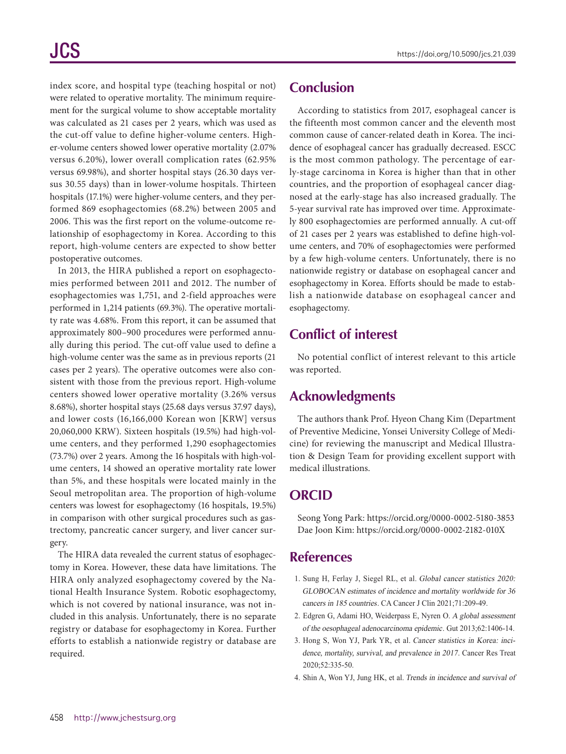index score, and hospital type (teaching hospital or not) were related to operative mortality. The minimum requirement for the surgical volume to show acceptable mortality was calculated as 21 cases per 2 years, which was used as the cut-off value to define higher-volume centers. Higher-volume centers showed lower operative mortality (2.07% versus 6.20%), lower overall complication rates (62.95% versus 69.98%), and shorter hospital stays (26.30 days versus 30.55 days) than in lower-volume hospitals. Thirteen hospitals (17.1%) were higher-volume centers, and they performed 869 esophagectomies (68.2%) between 2005 and 2006. This was the first report on the volume-outcome relationship of esophagectomy in Korea. According to this report, high-volume centers are expected to show better postoperative outcomes.

In 2013, the HIRA published a report on esophagectomies performed between 2011 and 2012. The number of esophagectomies was 1,751, and 2-field approaches were performed in 1,214 patients (69.3%). The operative mortality rate was 4.68%. From this report, it can be assumed that approximately 800–900 procedures were performed annually during this period. The cut-off value used to define a high-volume center was the same as in previous reports (21 cases per 2 years). The operative outcomes were also consistent with those from the previous report. High-volume centers showed lower operative mortality (3.26% versus 8.68%), shorter hospital stays (25.68 days versus 37.97 days), and lower costs (16,166,000 Korean won [KRW] versus 20,060,000 KRW). Sixteen hospitals (19.5%) had high-volume centers, and they performed 1,290 esophagectomies (73.7%) over 2 years. Among the 16 hospitals with high-volume centers, 14 showed an operative mortality rate lower than 5%, and these hospitals were located mainly in the Seoul metropolitan area. The proportion of high-volume centers was lowest for esophagectomy (16 hospitals, 19.5%) in comparison with other surgical procedures such as gastrectomy, pancreatic cancer surgery, and liver cancer surgery.

The HIRA data revealed the current status of esophagectomy in Korea. However, these data have limitations. The HIRA only analyzed esophagectomy covered by the National Health Insurance System. Robotic esophagectomy, which is not covered by national insurance, was not included in this analysis. Unfortunately, there is no separate registry or database for esophagectomy in Korea. Further efforts to establish a nationwide registry or database are required.

## Conclusion

According to statistics from 2017, esophageal cancer is the fifteenth most common cancer and the eleventh most common cause of cancer-related death in Korea. The incidence of esophageal cancer has gradually decreased. ESCC is the most common pathology. The percentage of early-stage carcinoma in Korea is higher than that in other countries, and the proportion of esophageal cancer diagnosed at the early-stage has also increased gradually. The 5-year survival rate has improved over time. Approximately 800 esophagectomies are performed annually. A cut-off of 21 cases per 2 years was established to define high-volume centers, and 70% of esophagectomies were performed by a few high-volume centers. Unfortunately, there is no nationwide registry or database on esophageal cancer and esophagectomy in Korea. Efforts should be made to establish a nationwide database on esophageal cancer and esophagectomy.

## Conflict of interest

No potential conflict of interest relevant to this article was reported.

## Acknowledgments

The authors thank Prof. Hyeon Chang Kim (Department of Preventive Medicine, Yonsei University College of Medicine) for reviewing the manuscript and Medical Illustration & Design Team for providing excellent support with medical illustrations.

## ORCID

Seong Yong Park: https://orcid.org/0000-0002-5180-3853
Dae Joon Kim: https://orcid.org/0000-0002-2182-010X

## References

1. Sung H, Ferlay J, Siegel RL, et al. *Global cancer statistics 2020: GLOBOCAN estimates of incidence and mortality worldwide for 36 cancers in 185 countries*. CA Cancer J Clin 2021;71:209-49.
2. Edgren G, Adami HO, Weiderpass E, Nyren O. *A global assessment of the oesophageal adenocarcinoma epidemic*. Gut 2013;62:1406-14.
3. Hong S, Won YJ, Park YR, et al. *Cancer statistics in Korea: incidence, mortality, survival, and prevalence in 2017*. Cancer Res Treat 2020;52:335-50.
4. Shin A, Won YJ, Jung HK, et al. *Trends in incidence and survival of*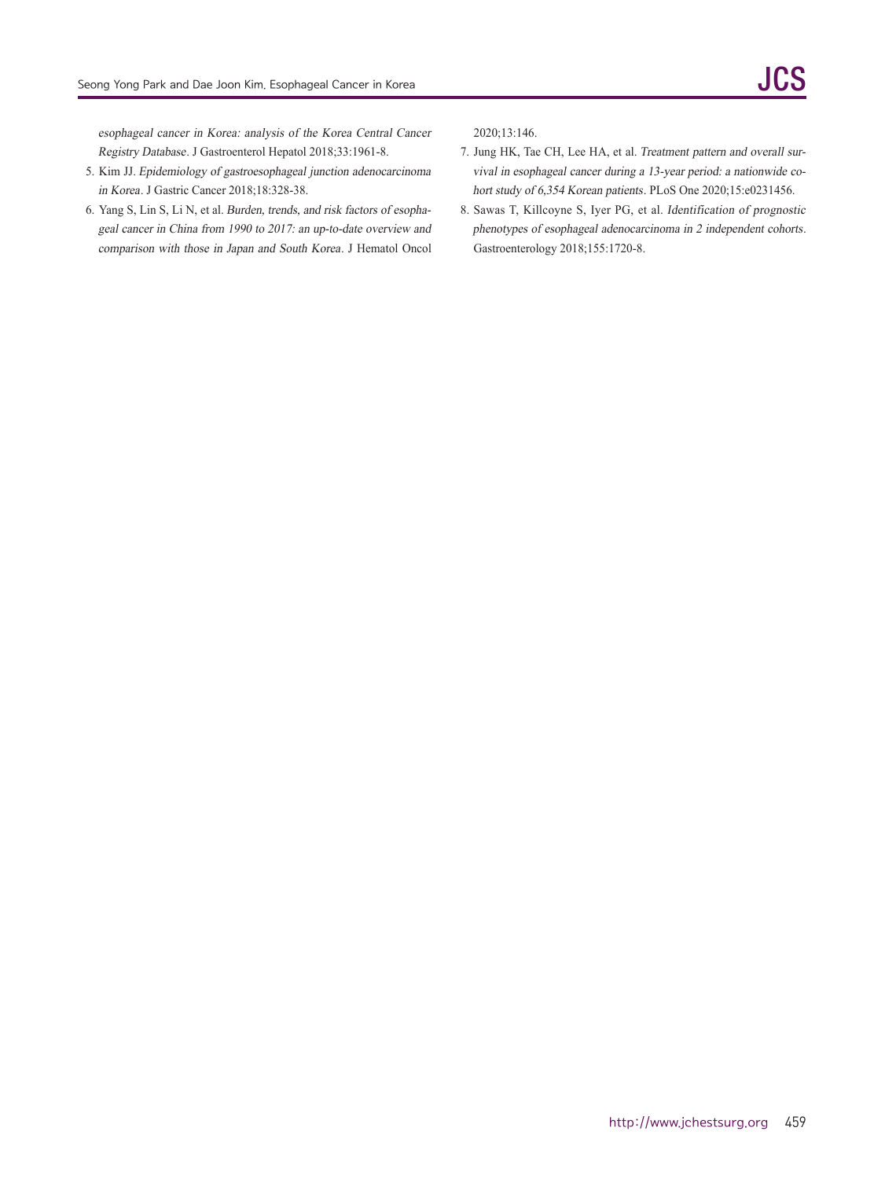esophageal cancer in Korea: analysis of the Korea Central Cancer Registry Database. J Gastroenterol Hepatol 2018;33:1961-8.

5. Kim JJ. *Epidemiology of gastroesophageal junction adenocarcinoma in Korea*. J Gastric Cancer 2018;18:328-38.
6. Yang S, Lin S, Li N, et al. *Burden, trends, and risk factors of esophageal cancer in China from 1990 to 2017: an up-to-date overview and comparison with those in Japan and South Korea*. J Hematol Oncol 2020;13:146.
7. Jung HK, Tae CH, Lee HA, et al. *Treatment pattern and overall survival in esophageal cancer during a 13-year period: a nationwide cohort study of 6,354 Korean patients*. PLoS One 2020;15:e0231456.
8. Sawas T, Killcoyne S, Iyer PG, et al. *Identification of prognostic phenotypes of esophageal adenocarcinoma in 2 independent cohorts*. Gastroenterology 2018;155:1720-8.